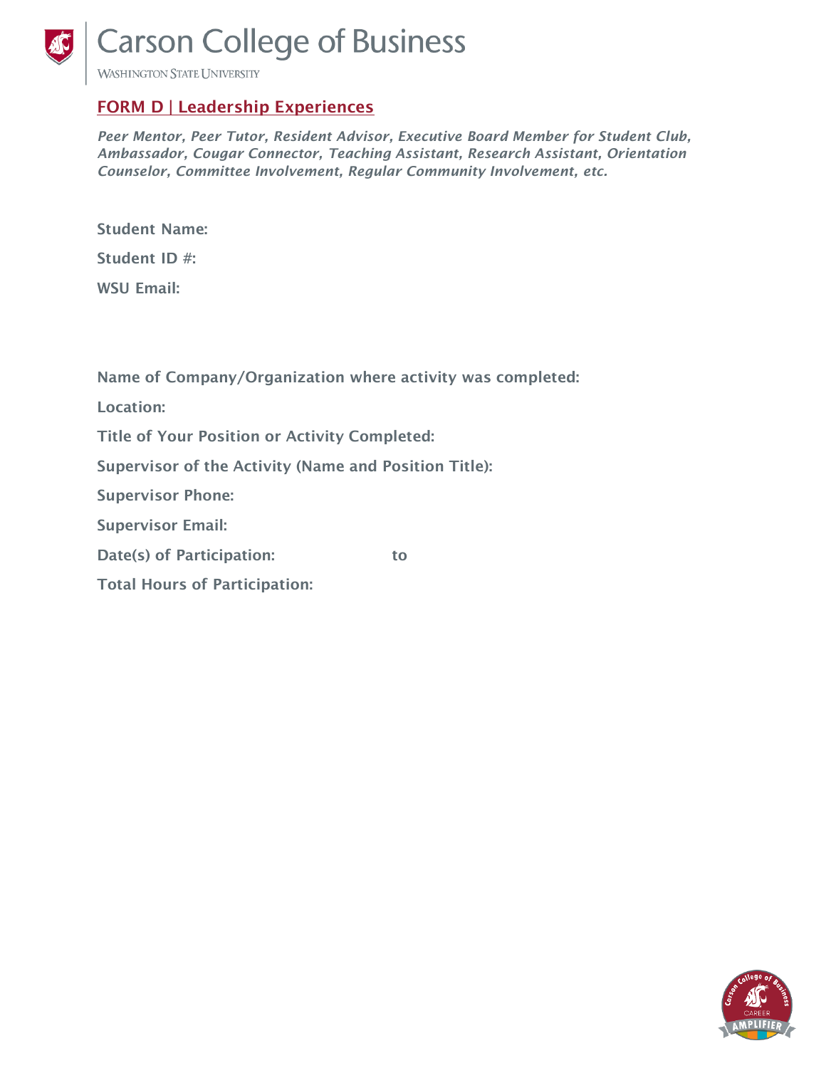# Carson College of Business

WASHINGTON STATE UNIVERSITY

## FORM D | Leadership Experiences

***Peer Mentor, Peer Tutor, Resident Advisor, Executive Board Member for Student Club, Ambassador, Cougar Connector, Teaching Assistant, Research Assistant, Orientation Counselor, Committee Involvement, Regular Community Involvement, etc.***

**Student Name:**

**Student ID #:**

**WSU Email:**

**Name of Company/Organization where activity was completed:**

**Location:**

**Title of Your Position or Activity Completed:**

**Supervisor of the Activity (Name and Position Title):**

**Supervisor Phone:**

**Supervisor Email:**

**Date(s) of Participation:** **to**

**Total Hours of Participation:**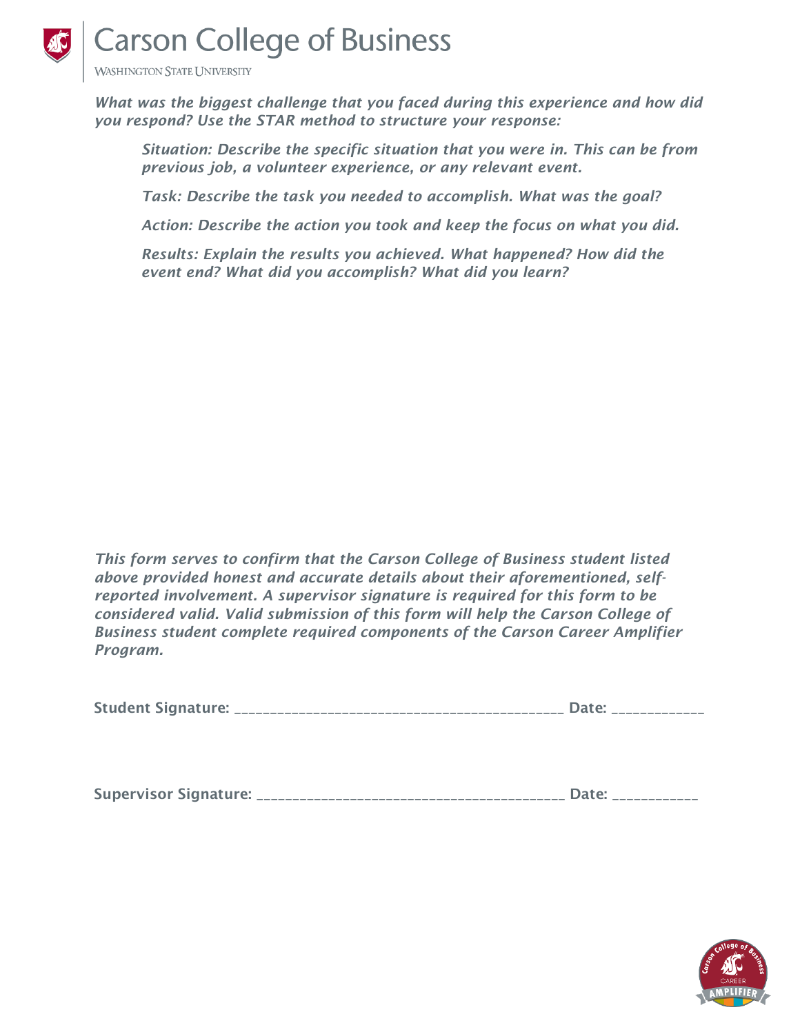*What was the biggest challenge that you faced during this experience and how did you respond? Use the STAR method to structure your response:*

> *Situation: Describe the specific situation that you were in. This can be from previous job, a volunteer experience, or any relevant event.*
>
> *Task: Describe the task you needed to accomplish. What was the goal?*
>
> *Action: Describe the action you took and keep the focus on what you did.*
>
> *Results: Explain the results you achieved. What happened? How did the event end? What did you accomplish? What did you learn?*

*This form serves to confirm that the Carson College of Business student listed above provided honest and accurate details about their aforementioned, self-reported involvement. A supervisor signature is required for this form to be considered valid. Valid submission of this form will help the Carson College of Business student complete required components of the Carson Career Amplifier Program.*

Student Signature: ______________________________________________ Date: ____________

Supervisor Signature: __________________________________________ Date: ___________